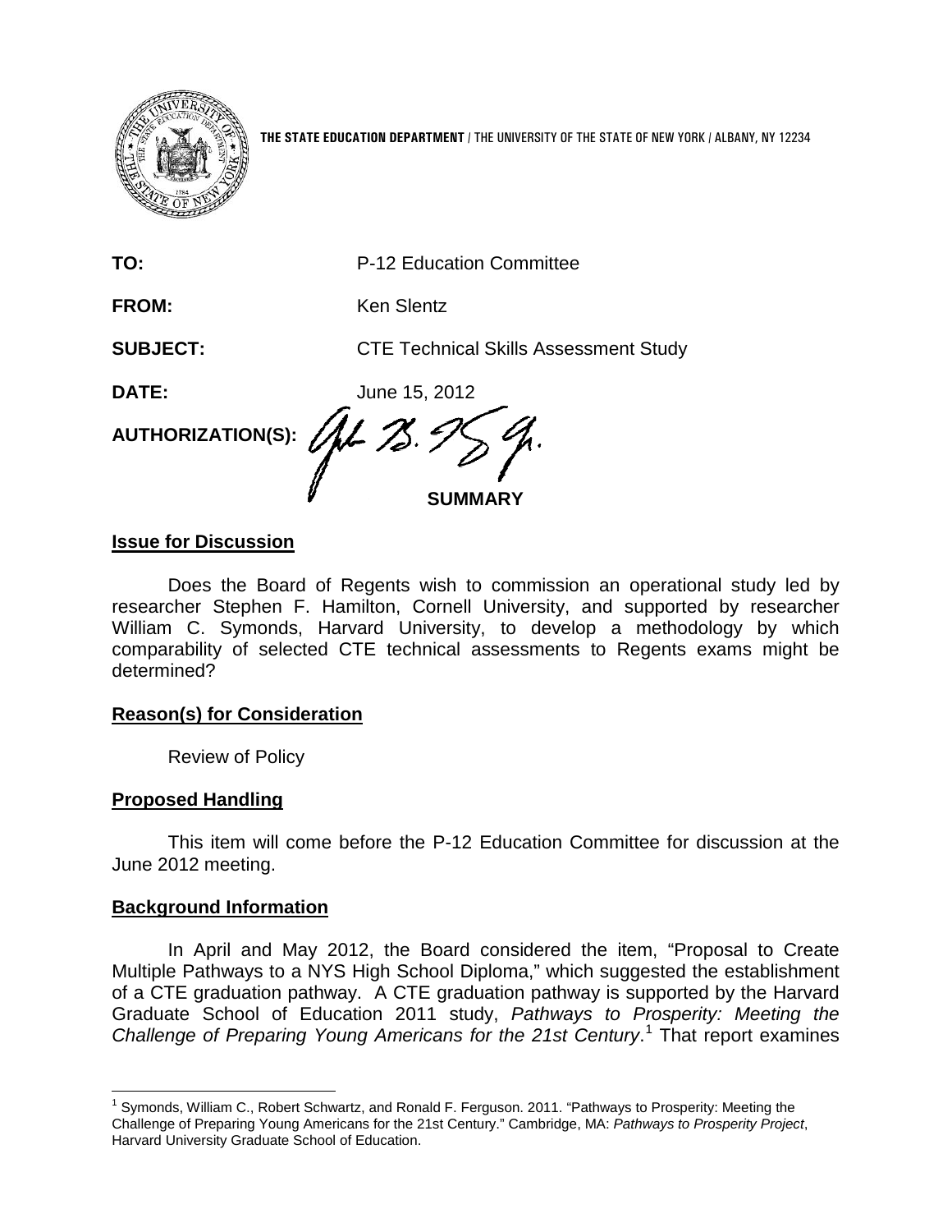**THE STATE EDUCATION DEPARTMENT** / THE UNIVERSITY OF THE STATE OF NEW YORK / ALBANY, NY 12234

**TO:** P-12 Education Committee

**FROM:** Ken Slentz

**SUBJECT:** CTE Technical Skills Assessment Study

**DATE:** June 15, 2012

**AUTHORIZATION(S):**

## SUMMARY

### Issue for Discussion

Does the Board of Regents wish to commission an operational study led by researcher Stephen F. Hamilton, Cornell University, and supported by researcher William C. Symonds, Harvard University, to develop a methodology by which comparability of selected CTE technical assessments to Regents exams might be determined?

### Reason(s) for Consideration

Review of Policy

### Proposed Handling

This item will come before the P-12 Education Committee for discussion at the June 2012 meeting.

### Background Information

In April and May 2012, the Board considered the item, "Proposal to Create Multiple Pathways to a NYS High School Diploma," which suggested the establishment of a CTE graduation pathway. A CTE graduation pathway is supported by the Harvard Graduate School of Education 2011 study, *Pathways to Prosperity: Meeting the Challenge of Preparing Young Americans for the 21st Century*.[1] That report examines

[1] Symonds, William C., Robert Schwartz, and Ronald F. Ferguson. 2011. "Pathways to Prosperity: Meeting the Challenge of Preparing Young Americans for the 21st Century." Cambridge, MA: *Pathways to Prosperity Project*, Harvard University Graduate School of Education.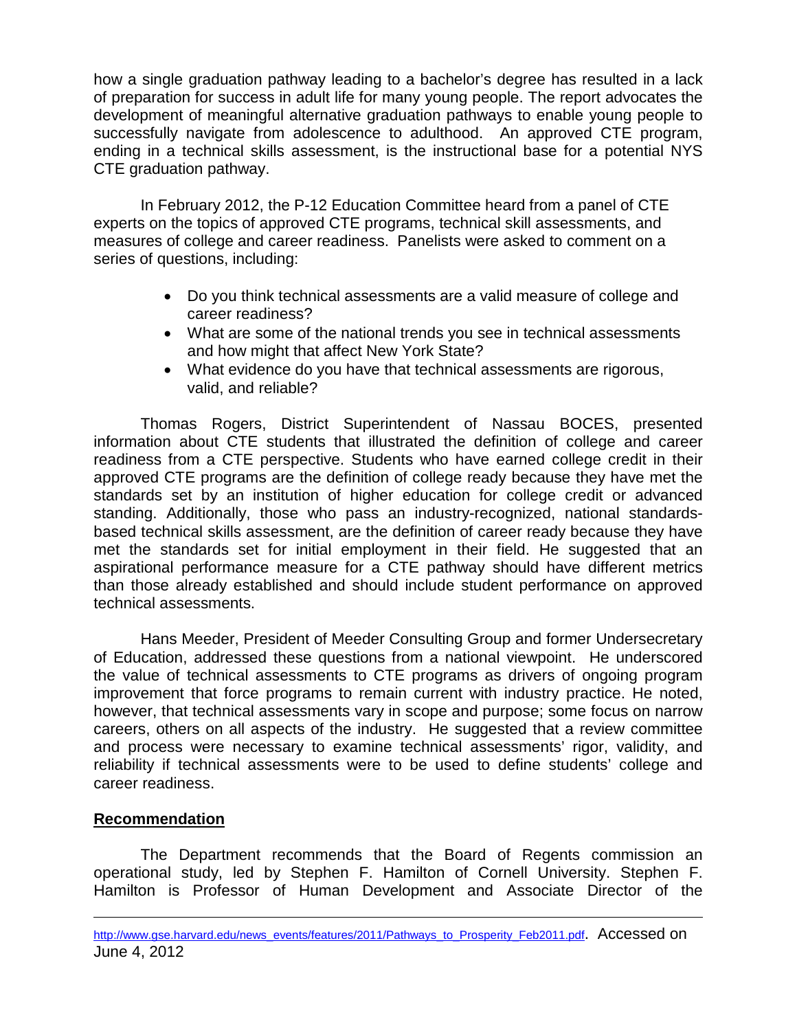how a single graduation pathway leading to a bachelor's degree has resulted in a lack of preparation for success in adult life for many young people. The report advocates the development of meaningful alternative graduation pathways to enable young people to successfully navigate from adolescence to adulthood. An approved CTE program, ending in a technical skills assessment, is the instructional base for a potential NYS CTE graduation pathway.

In February 2012, the P-12 Education Committee heard from a panel of CTE experts on the topics of approved CTE programs, technical skill assessments, and measures of college and career readiness. Panelists were asked to comment on a series of questions, including:

- Do you think technical assessments are a valid measure of college and career readiness?
- What are some of the national trends you see in technical assessments and how might that affect New York State?
- What evidence do you have that technical assessments are rigorous, valid, and reliable?

Thomas Rogers, District Superintendent of Nassau BOCES, presented information about CTE students that illustrated the definition of college and career readiness from a CTE perspective. Students who have earned college credit in their approved CTE programs are the definition of college ready because they have met the standards set by an institution of higher education for college credit or advanced standing. Additionally, those who pass an industry-recognized, national standards-based technical skills assessment, are the definition of career ready because they have met the standards set for initial employment in their field. He suggested that an aspirational performance measure for a CTE pathway should have different metrics than those already established and should include student performance on approved technical assessments.

Hans Meeder, President of Meeder Consulting Group and former Undersecretary of Education, addressed these questions from a national viewpoint. He underscored the value of technical assessments to CTE programs as drivers of ongoing program improvement that force programs to remain current with industry practice. He noted, however, that technical assessments vary in scope and purpose; some focus on narrow careers, others on all aspects of the industry. He suggested that a review committee and process were necessary to examine technical assessments' rigor, validity, and reliability if technical assessments were to be used to define students' college and career readiness.

## Recommendation

The Department recommends that the Board of Regents commission an operational study, led by Stephen F. Hamilton of Cornell University. Stephen F. Hamilton is Professor of Human Development and Associate Director of the

---

http://www.gse.harvard.edu/news_events/features/2011/Pathways_to_Prosperity_Feb2011.pdf. Accessed on June 4, 2012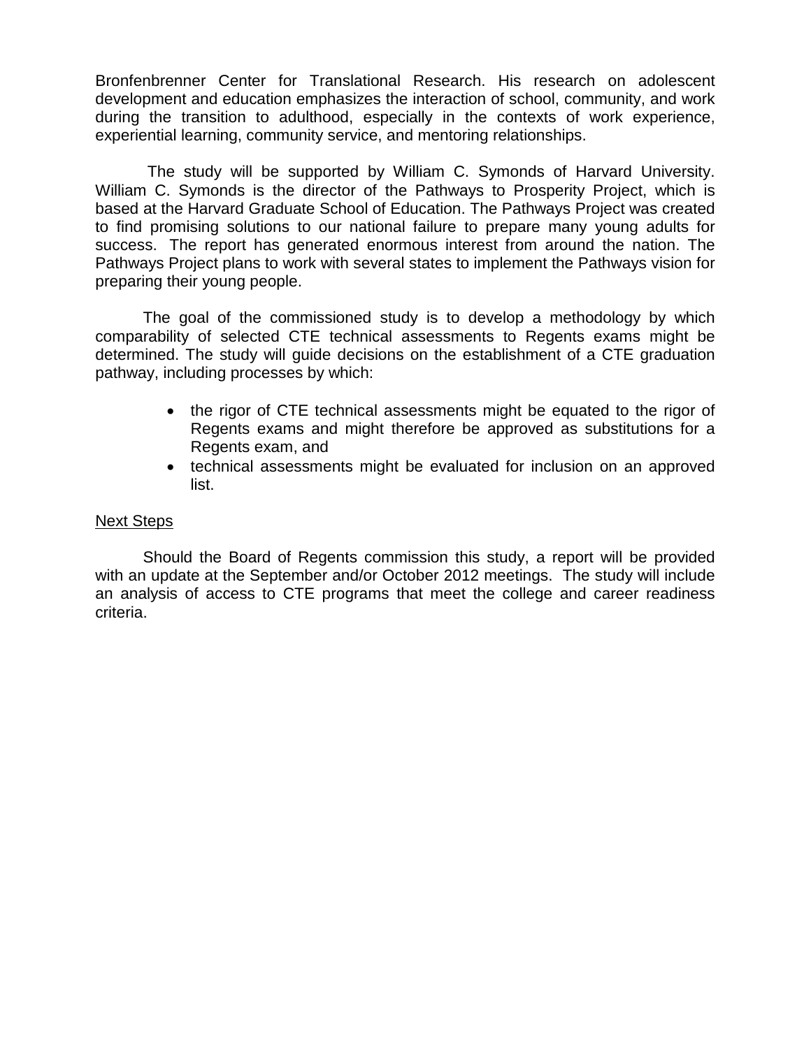Bronfenbrenner Center for Translational Research. His research on adolescent development and education emphasizes the interaction of school, community, and work during the transition to adulthood, especially in the contexts of work experience, experiential learning, community service, and mentoring relationships.

The study will be supported by William C. Symonds of Harvard University. William C. Symonds is the director of the Pathways to Prosperity Project, which is based at the Harvard Graduate School of Education. The Pathways Project was created to find promising solutions to our national failure to prepare many young adults for success. The report has generated enormous interest from around the nation. The Pathways Project plans to work with several states to implement the Pathways vision for preparing their young people.

The goal of the commissioned study is to develop a methodology by which comparability of selected CTE technical assessments to Regents exams might be determined. The study will guide decisions on the establishment of a CTE graduation pathway, including processes by which:

- the rigor of CTE technical assessments might be equated to the rigor of Regents exams and might therefore be approved as substitutions for a Regents exam, and
- technical assessments might be evaluated for inclusion on an approved list.

<u>Next Steps</u>

Should the Board of Regents commission this study, a report will be provided with an update at the September and/or October 2012 meetings. The study will include an analysis of access to CTE programs that meet the college and career readiness criteria.